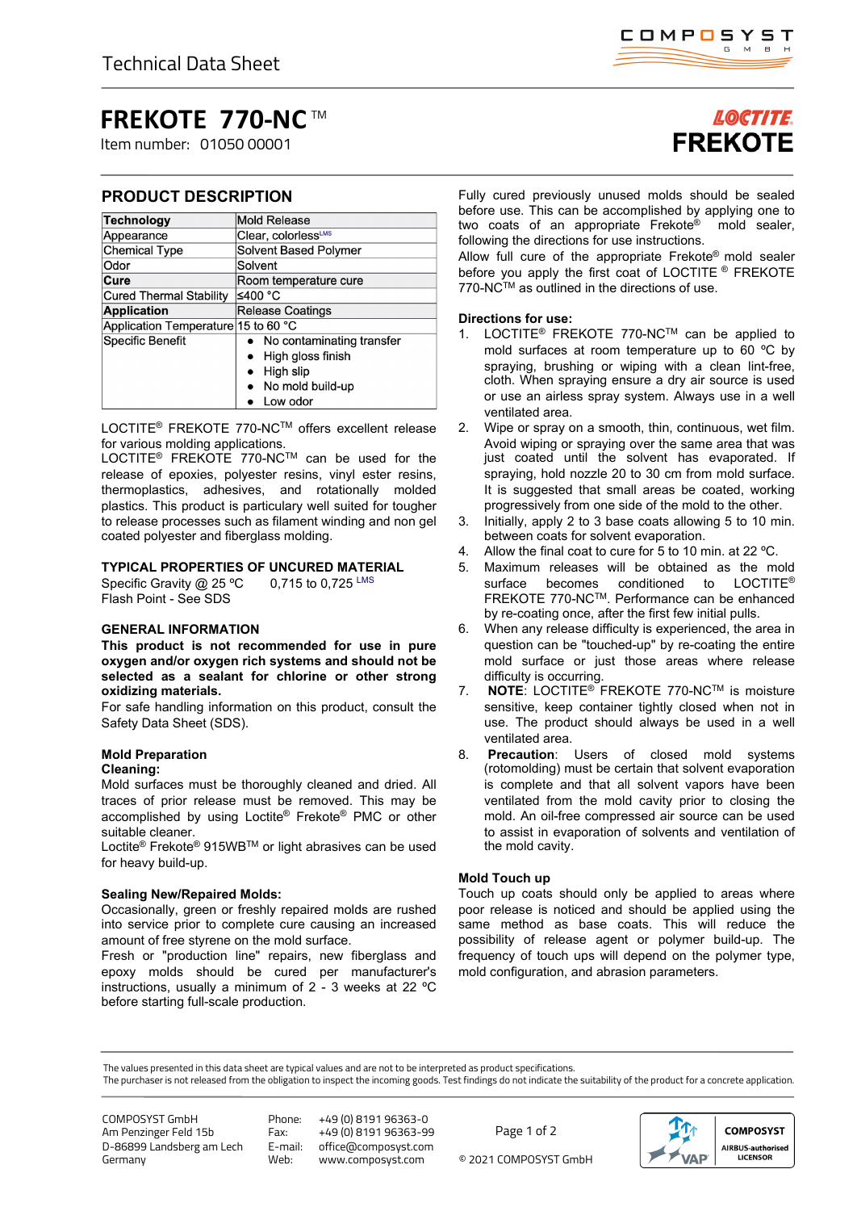Technical Data Sheet

# FREKOTE 770-NC™

Item number: 01050 00001

LOCTITE FREKOTE

## PRODUCT DESCRIPTION

| Technology | Mold Release |
|---|---|
| Appearance | Clear, colorless[LMS] |
| Chemical Type | Solvent Based Polymer |
| Odor | Solvent |
| Cure | Room temperature cure |
| Cured Thermal Stability | ≤400 °C |
| Application | Release Coatings |
| Application Temperature | 15 to 60 °C |
| Specific Benefit | • No contaminating transfer<br>• High gloss finish<br>• High slip<br>• No mold build-up<br>• Low odor |

LOCTITE® FREKOTE 770-NC™ offers excellent release for various molding applications.
LOCTITE® FREKOTE 770-NC™ can be used for the release of epoxies, polyester resins, vinyl ester resins, thermoplastics, adhesives, and rotationally molded plastics. This product is particulary well suited for tougher to release processes such as filament winding and non gel coated polyester and fiberglass molding.

## TYPICAL PROPERTIES OF UNCURED MATERIAL

Specific Gravity @ 25 ºC 0,715 to 0,725 [LMS]
Flash Point - See SDS

## GENERAL INFORMATION

**This product is not recommended for use in pure oxygen and/or oxygen rich systems and should not be selected as a sealant for chlorine or other strong oxidizing materials.**

For safe handling information on this product, consult the Safety Data Sheet (SDS).

### Mold Preparation

**Cleaning:**

Mold surfaces must be thoroughly cleaned and dried. All traces of prior release must be removed. This may be accomplished by using Loctite® Frekote® PMC or other suitable cleaner.
Loctite® Frekote® 915WB™ or light abrasives can be used for heavy build-up.

**Sealing New/Repaired Molds:**

Occasionally, green or freshly repaired molds are rushed into service prior to complete cure causing an increased amount of free styrene on the mold surface.
Fresh or "production line" repairs, new fiberglass and epoxy molds should be cured per manufacturer's instructions, usually a minimum of 2 - 3 weeks at 22 ºC before starting full-scale production.

Fully cured previously unused molds should be sealed before use. This can be accomplished by applying one to two coats of an appropriate Frekote® mold sealer, following the directions for use instructions.
Allow full cure of the appropriate Frekote® mold sealer before you apply the first coat of LOCTITE ® FREKOTE 770-NC™ as outlined in the directions of use.

### Directions for use:

1. LOCTITE® FREKOTE 770-NC™ can be applied to mold surfaces at room temperature up to 60 ºC by spraying, brushing or wiping with a clean lint-free, cloth. When spraying ensure a dry air source is used or use an airless spray system. Always use in a well ventilated area.
2. Wipe or spray on a smooth, thin, continuous, wet film. Avoid wiping or spraying over the same area that was just coated until the solvent has evaporated. If spraying, hold nozzle 20 to 30 cm from mold surface. It is suggested that small areas be coated, working progressively from one side of the mold to the other.
3. Initially, apply 2 to 3 base coats allowing 5 to 10 min. between coats for solvent evaporation.
4. Allow the final coat to cure for 5 to 10 min. at 22 ºC.
5. Maximum releases will be obtained as the mold surface becomes conditioned to LOCTITE® FREKOTE 770-NC™. Performance can be enhanced by re-coating once, after the first few initial pulls.
6. When any release difficulty is experienced, the area in question can be "touched-up" by re-coating the entire mold surface or just those areas where release difficulty is occurring.
7. **NOTE**: LOCTITE® FREKOTE 770-NC™ is moisture sensitive, keep container tightly closed when not in use. The product should always be used in a well ventilated area.
8. **Precaution**: Users of closed mold systems (rotomolding) must be certain that solvent evaporation is complete and that all solvent vapors have been ventilated from the mold cavity prior to closing the mold. An oil-free compressed air source can be used to assist in evaporation of solvents and ventilation of the mold cavity.

### Mold Touch up

Touch up coats should only be applied to areas where poor release is noticed and should be applied using the same method as base coats. This will reduce the possibility of release agent or polymer build-up. The frequency of touch ups will depend on the polymer type, mold configuration, and abrasion parameters.

The values presented in this data sheet are typical values and are not to be interpreted as product specifications.
The purchaser is not released from the obligation to inspect the incoming goods. Test findings do not indicate the suitability of the product for a concrete application.

COMPOSYST GmbH
Am Penzinger Feld 15b
D-86899 Landsberg am Lech
Germany

Phone: +49 (0) 8191 96363-0
Fax: +49 (0) 8191 96363-99
E-mail: office@composyst.com
Web: www.composyst.com

© 2021 COMPOSYST GmbH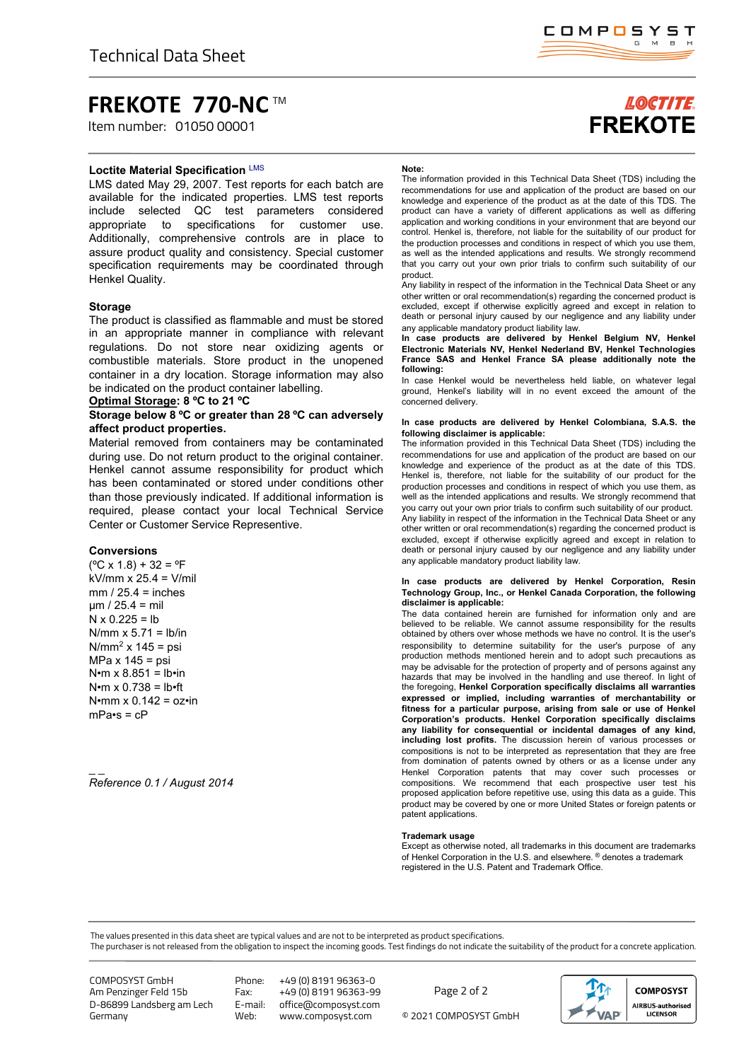# FREKOTE 770-NC™

Item number: 01050 00001

### Loctite Material Specification [LMS]

LMS dated May 29, 2007. Test reports for each batch are available for the indicated properties. LMS test reports include selected QC test parameters considered appropriate to specifications for customer use. Additionally, comprehensive controls are in place to assure product quality and consistency. Special customer specification requirements may be coordinated through Henkel Quality.

### Storage

The product is classified as flammable and must be stored in an appropriate manner in compliance with relevant regulations. Do not store near oxidizing agents or combustible materials. Store product in the unopened container in a dry location. Storage information may also be indicated on the product container labelling.

**Optimal Storage: 8 ºC to 21 ºC**

**Storage below 8 ºC or greater than 28 ºC can adversely affect product properties.**

Material removed from containers may be contaminated during use. Do not return product to the original container. Henkel cannot assume responsibility for product which has been contaminated or stored under conditions other than those previously indicated. If additional information is required, please contact your local Technical Service Center or Customer Service Represenitive.

### Conversions

(ºC x 1.8) + 32 = ºF
kV/mm x 25.4 = V/mil
mm / 25.4 = inches
µm / 25.4 = mil
N x 0.225 = lb
N/mm x 5.71 = lb/in
N/mm$^2$ x 145 = psi
MPa x 145 = psi
N•m x 8.851 = lb•in
N•m x 0.738 = lb•ft
N•mm x 0.142 = oz•in
mPa•s = cP

*Reference 0.1 / August 2014*

**Note:**

The information provided in this Technical Data Sheet (TDS) including the recommendations for use and application of the product are based on our knowledge and experience of the product as at the date of this TDS. The product can have a variety of different applications as well as differing application and working conditions in your environment that are beyond our control. Henkel is, therefore, not liable for the suitability of our product for the production processes and conditions in respect of which you use them, as well as the intended applications and results. We strongly recommend that you carry out your own prior trials to confirm such suitability of our product.

Any liability in respect of the information in the Technical Data Sheet or any other written or oral recommendation(s) regarding the concerned product is excluded, except if otherwise explicitly agreed and except in relation to death or personal injury caused by our negligence and any liability under any applicable mandatory product liability law.

**In case products are delivered by Henkel Belgium NV, Henkel Electronic Materials NV, Henkel Nederland BV, Henkel Technologies France SAS and Henkel France SA please additionally note the following:**

In case Henkel would be nevertheless held liable, on whatever legal ground, Henkel's liability will in no event exceed the amount of the concerned delivery.

**In case products are delivered by Henkel Colombiana, S.A.S. the following disclaimer is applicable:**

The information provided in this Technical Data Sheet (TDS) including the recommendations for use and application of the product are based on our knowledge and experience of the product as at the date of this TDS. Henkel is, therefore, not liable for the suitability of our product for the production processes and conditions in respect of which you use them, as well as the intended applications and results. We strongly recommend that you carry out your own prior trials to confirm such suitability of our product.

Any liability in respect of the information in the Technical Data Sheet or any other written or oral recommendation(s) regarding the concerned product is excluded, except if otherwise explicitly agreed and except in relation to death or personal injury caused by our negligence and any liability under any applicable mandatory product liability law.

**In case products are delivered by Henkel Corporation, Resin Technology Group, Inc., or Henkel Canada Corporation, the following disclaimer is applicable:**

The data contained herein are furnished for information only and are believed to be reliable. We cannot assume responsibility for the results obtained by others over whose methods we have no control. It is the user's responsibility to determine suitability for the user's purpose of any production methods mentioned herein and to adopt such precautions as may be advisable for the protection of property and of persons against any hazards that may be involved in the handling and use thereof. In light of the foregoing, **Henkel Corporation specifically disclaims all warranties expressed or implied, including warranties of merchantability or fitness for a particular purpose, arising from sale or use of Henkel Corporation's products. Henkel Corporation specifically disclaims any liability for consequential or incidental damages of any kind, including lost profits.** The discussion herein of various processes or compositions is not to be interpreted as representation that they are free from domination of patents owned by others or as a license under any Henkel Corporation patents that may cover such processes or compositions. We recommend that each prospective user test his proposed application before repetitive use, using this data as a guide. This product may be covered by one or more United States or foreign patents or patent applications.

**Trademark usage**

Except as otherwise noted, all trademarks in this document are trademarks of Henkel Corporation in the U.S. and elsewhere. ® denotes a trademark registered in the U.S. Patent and Trademark Office.

The values presented in this data sheet are typical values and are not to be interpreted as product specifications.
The purchaser is not released from the obligation to inspect the incoming goods. Test findings do not indicate the suitability of the product for a concrete application.